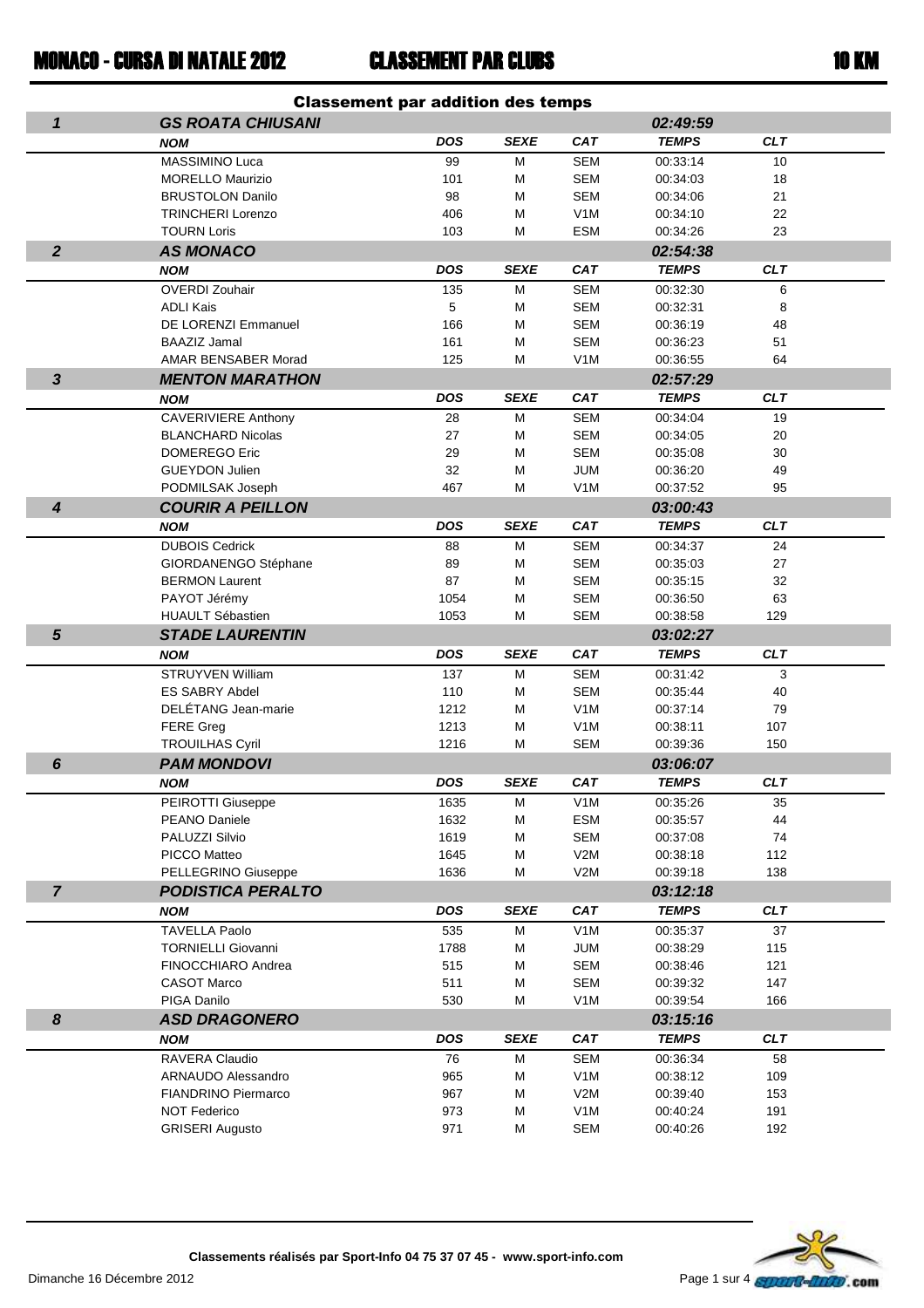# MONACO - CURSA DI NATALE 2012 — CLASSEMENT PAR CLUBS — 10 KM

## Classement par addition des temps

| | | | | | | |
|---|---|---|---|---|---|---|
| **1** | **GS ROATA CHIUSANI** | | | | **02:49:59** | |
| | **NOM** | **DOS** | **SEXE** | **CAT** | **TEMPS** | **CLT** |
| | MASSIMINO Luca | 99 | M | SEM | 00:33:14 | 10 |
| | MORELLO Maurizio | 101 | M | SEM | 00:34:03 | 18 |
| | BRUSTOLON Danilo | 98 | M | SEM | 00:34:06 | 21 |
| | TRINCHERI Lorenzo | 406 | M | V1M | 00:34:10 | 22 |
| | TOURN Loris | 103 | M | ESM | 00:34:26 | 23 |
| **2** | **AS MONACO** | | | | **02:54:38** | |
| | **NOM** | **DOS** | **SEXE** | **CAT** | **TEMPS** | **CLT** |
| | OVERDI Zouhair | 135 | M | SEM | 00:32:30 | 6 |
| | ADLI Kais | 5 | M | SEM | 00:32:31 | 8 |
| | DE LORENZI Emmanuel | 166 | M | SEM | 00:36:19 | 48 |
| | BAAZIZ Jamal | 161 | M | SEM | 00:36:23 | 51 |
| | AMAR BENSABER Morad | 125 | M | V1M | 00:36:55 | 64 |
| **3** | **MENTON MARATHON** | | | | **02:57:29** | |
| | **NOM** | **DOS** | **SEXE** | **CAT** | **TEMPS** | **CLT** |
| | CAVERIVIERE Anthony | 28 | M | SEM | 00:34:04 | 19 |
| | BLANCHARD Nicolas | 27 | M | SEM | 00:34:05 | 20 |
| | DOMEREGO Eric | 29 | M | SEM | 00:35:08 | 30 |
| | GUEYDON Julien | 32 | M | JUM | 00:36:20 | 49 |
| | PODMILSAK Joseph | 467 | M | V1M | 00:37:52 | 95 |
| **4** | **COURIR A PEILLON** | | | | **03:00:43** | |
| | **NOM** | **DOS** | **SEXE** | **CAT** | **TEMPS** | **CLT** |
| | DUBOIS Cedrick | 88 | M | SEM | 00:34:37 | 24 |
| | GIORDANENGO Stéphane | 89 | M | SEM | 00:35:03 | 27 |
| | BERMON Laurent | 87 | M | SEM | 00:35:15 | 32 |
| | PAYOT Jérémy | 1054 | M | SEM | 00:36:50 | 63 |
| | HUAULT Sébastien | 1053 | M | SEM | 00:38:58 | 129 |
| **5** | **STADE LAURENTIN** | | | | **03:02:27** | |
| | **NOM** | **DOS** | **SEXE** | **CAT** | **TEMPS** | **CLT** |
| | STRUYVEN William | 137 | M | SEM | 00:31:42 | 3 |
| | ES SABRY Abdel | 110 | M | SEM | 00:35:44 | 40 |
| | DELÉTANG Jean-marie | 1212 | M | V1M | 00:37:14 | 79 |
| | FERE Greg | 1213 | M | V1M | 00:38:11 | 107 |
| | TROUILHAS Cyril | 1216 | M | SEM | 00:39:36 | 150 |
| **6** | **PAM MONDOVI** | | | | **03:06:07** | |
| | **NOM** | **DOS** | **SEXE** | **CAT** | **TEMPS** | **CLT** |
| | PEIROTTI Giuseppe | 1635 | M | V1M | 00:35:26 | 35 |
| | PEANO Daniele | 1632 | M | ESM | 00:35:57 | 44 |
| | PALUZZI Silvio | 1619 | M | SEM | 00:37:08 | 74 |
| | PICCO Matteo | 1645 | M | V2M | 00:38:18 | 112 |
| | PELLEGRINO Giuseppe | 1636 | M | V2M | 00:39:18 | 138 |
| **7** | **PODISTICA PERALTO** | | | | **03:12:18** | |
| | **NOM** | **DOS** | **SEXE** | **CAT** | **TEMPS** | **CLT** |
| | TAVELLA Paolo | 535 | M | V1M | 00:35:37 | 37 |
| | TORNIELLI Giovanni | 1788 | M | JUM | 00:38:29 | 115 |
| | FINOCCHIARO Andrea | 515 | M | SEM | 00:38:46 | 121 |
| | CASOT Marco | 511 | M | SEM | 00:39:32 | 147 |
| | PIGA Danilo | 530 | M | V1M | 00:39:54 | 166 |
| **8** | **ASD DRAGONERO** | | | | **03:15:16** | |
| | **NOM** | **DOS** | **SEXE** | **CAT** | **TEMPS** | **CLT** |
| | RAVERA Claudio | 76 | M | SEM | 00:36:34 | 58 |
| | ARNAUDO Alessandro | 965 | M | V1M | 00:38:12 | 109 |
| | FIANDRINO Piermarco | 967 | M | V2M | 00:39:40 | 153 |
| | NOT Federico | 973 | M | V1M | 00:40:24 | 191 |
| | GRISERI Augusto | 971 | M | SEM | 00:40:26 | 192 |

Classements réalisés par Sport-Info 04 75 37 07 45 - www.sport-info.com

Dimanche 16 Décembre 2012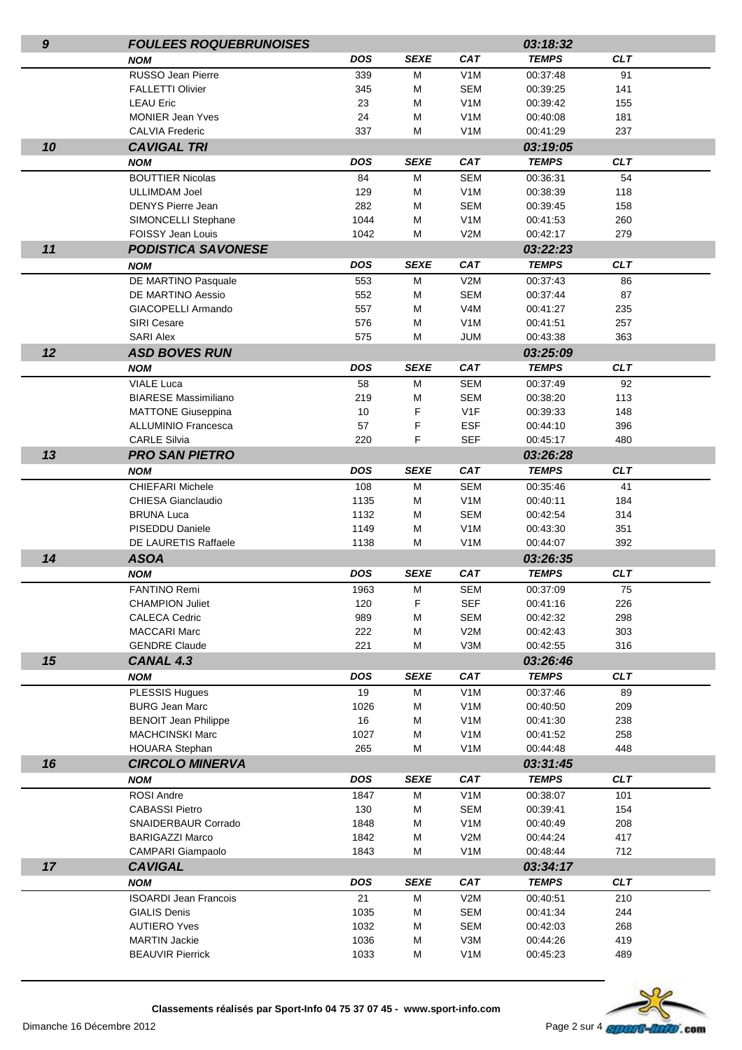| | | | | | | |
|---|---|---|---|---|---|---|
| **9** | **FOULEES ROQUEBRUNOISES** | | | | **03:18:32** | |
| | **NOM** | **DOS** | **SEXE** | **CAT** | **TEMPS** | **CLT** |
| | RUSSO Jean Pierre | 339 | M | V1M | 00:37:48 | 91 |
| | FALLETTI Olivier | 345 | M | SEM | 00:39:25 | 141 |
| | LEAU Eric | 23 | M | V1M | 00:39:42 | 155 |
| | MONIER Jean Yves | 24 | M | V1M | 00:40:08 | 181 |
| | CALVIA Frederic | 337 | M | V1M | 00:41:29 | 237 |
| **10** | **CAVIGAL TRI** | | | | **03:19:05** | |
| | **NOM** | **DOS** | **SEXE** | **CAT** | **TEMPS** | **CLT** |
| | BOUTTIER Nicolas | 84 | M | SEM | 00:36:31 | 54 |
| | ULLIMDAM Joel | 129 | M | V1M | 00:38:39 | 118 |
| | DENYS Pierre Jean | 282 | M | SEM | 00:39:45 | 158 |
| | SIMONCELLI Stephane | 1044 | M | V1M | 00:41:53 | 260 |
| | FOISSY Jean Louis | 1042 | M | V2M | 00:42:17 | 279 |
| **11** | **PODISTICA SAVONESE** | | | | **03:22:23** | |
| | **NOM** | **DOS** | **SEXE** | **CAT** | **TEMPS** | **CLT** |
| | DE MARTINO Pasquale | 553 | M | V2M | 00:37:43 | 86 |
| | DE MARTINO Aessio | 552 | M | SEM | 00:37:44 | 87 |
| | GIACOPELLI Armando | 557 | M | V4M | 00:41:27 | 235 |
| | SIRI Cesare | 576 | M | V1M | 00:41:51 | 257 |
| | SARI Alex | 575 | M | JUM | 00:43:38 | 363 |
| **12** | **ASD BOVES RUN** | | | | **03:25:09** | |
| | **NOM** | **DOS** | **SEXE** | **CAT** | **TEMPS** | **CLT** |
| | VIALE Luca | 58 | M | SEM | 00:37:49 | 92 |
| | BIARESE Massimiliano | 219 | M | SEM | 00:38:20 | 113 |
| | MATTONE Giuseppina | 10 | F | V1F | 00:39:33 | 148 |
| | ALLUMINIO Francesca | 57 | F | ESF | 00:44:10 | 396 |
| | CARLE Silvia | 220 | F | SEF | 00:45:17 | 480 |
| **13** | **PRO SAN PIETRO** | | | | **03:26:28** | |
| | **NOM** | **DOS** | **SEXE** | **CAT** | **TEMPS** | **CLT** |
| | CHIEFARI Michele | 108 | M | SEM | 00:35:46 | 41 |
| | CHIESA Gianclaudio | 1135 | M | V1M | 00:40:11 | 184 |
| | BRUNA Luca | 1132 | M | SEM | 00:42:54 | 314 |
| | PISEDDU Daniele | 1149 | M | V1M | 00:43:30 | 351 |
| | DE LAURETIS Raffaele | 1138 | M | V1M | 00:44:07 | 392 |
| **14** | **ASOA** | | | | **03:26:35** | |
| | **NOM** | **DOS** | **SEXE** | **CAT** | **TEMPS** | **CLT** |
| | FANTINO Remi | 1963 | M | SEM | 00:37:09 | 75 |
| | CHAMPION Juliet | 120 | F | SEF | 00:41:16 | 226 |
| | CALECA Cedric | 989 | M | SEM | 00:42:32 | 298 |
| | MACCARI Marc | 222 | M | V2M | 00:42:43 | 303 |
| | GENDRE Claude | 221 | M | V3M | 00:42:55 | 316 |
| **15** | **CANAL 4.3** | | | | **03:26:46** | |
| | **NOM** | **DOS** | **SEXE** | **CAT** | **TEMPS** | **CLT** |
| | PLESSIS Hugues | 19 | M | V1M | 00:37:46 | 89 |
| | BURG Jean Marc | 1026 | M | V1M | 00:40:50 | 209 |
| | BENOIT Jean Philippe | 16 | M | V1M | 00:41:30 | 238 |
| | MACHCINSKI Marc | 1027 | M | V1M | 00:41:52 | 258 |
| | HOUARA Stephan | 265 | M | V1M | 00:44:48 | 448 |
| **16** | **CIRCOLO MINERVA** | | | | **03:31:45** | |
| | **NOM** | **DOS** | **SEXE** | **CAT** | **TEMPS** | **CLT** |
| | ROSI Andre | 1847 | M | V1M | 00:38:07 | 101 |
| | CABASSI Pietro | 130 | M | SEM | 00:39:41 | 154 |
| | SNAIDERBAUR Corrado | 1848 | M | V1M | 00:40:49 | 208 |
| | BARIGAZZI Marco | 1842 | M | V2M | 00:44:24 | 417 |
| | CAMPARI Giampaolo | 1843 | M | V1M | 00:48:44 | 712 |
| **17** | **CAVIGAL** | | | | **03:34:17** | |
| | **NOM** | **DOS** | **SEXE** | **CAT** | **TEMPS** | **CLT** |
| | ISOARDI Jean Francois | 21 | M | V2M | 00:40:51 | 210 |
| | GIALIS Denis | 1035 | M | SEM | 00:41:34 | 244 |
| | AUTIERO Yves | 1032 | M | SEM | 00:42:03 | 268 |
| | MARTIN Jackie | 1036 | M | V3M | 00:44:26 | 419 |
| | BEAUVIR Pierrick | 1033 | M | V1M | 00:45:23 | 489 |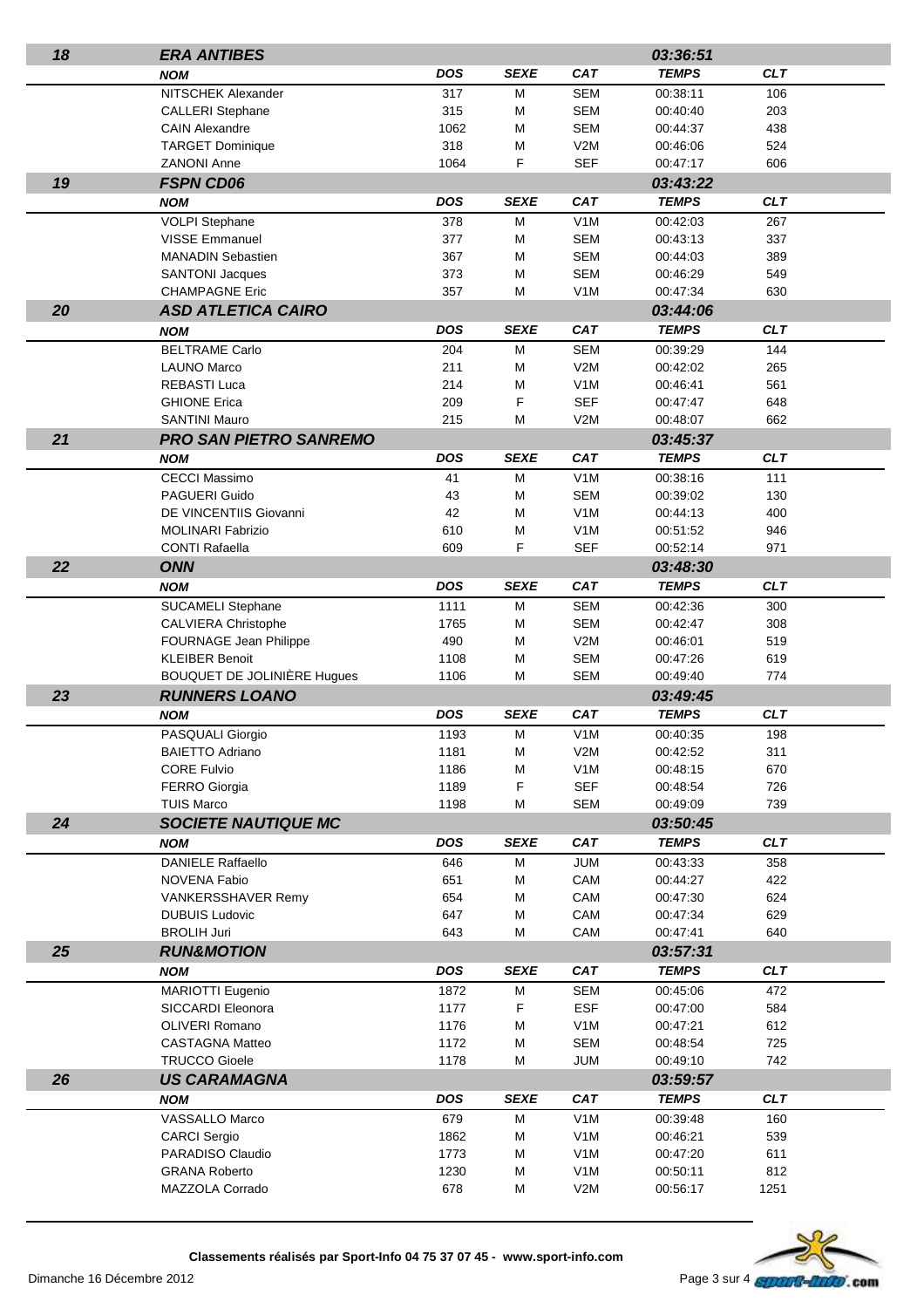| | | | | | | |
|---|---|---|---|---|---|---|
| **18** | ***ERA ANTIBES*** | | | | ***03:36:51*** | |
| | ***NOM*** | ***DOS*** | ***SEXE*** | ***CAT*** | ***TEMPS*** | ***CLT*** |
| | NITSCHEK Alexander | 317 | M | SEM | 00:38:11 | 106 |
| | CALLERI Stephane | 315 | M | SEM | 00:40:40 | 203 |
| | CAIN Alexandre | 1062 | M | SEM | 00:44:37 | 438 |
| | TARGET Dominique | 318 | M | V2M | 00:46:06 | 524 |
| | ZANONI Anne | 1064 | F | SEF | 00:47:17 | 606 |
| **19** | ***FSPN CD06*** | | | | ***03:43:22*** | |
| | ***NOM*** | ***DOS*** | ***SEXE*** | ***CAT*** | ***TEMPS*** | ***CLT*** |
| | VOLPI Stephane | 378 | M | V1M | 00:42:03 | 267 |
| | VISSE Emmanuel | 377 | M | SEM | 00:43:13 | 337 |
| | MANADIN Sebastien | 367 | M | SEM | 00:44:03 | 389 |
| | SANTONI Jacques | 373 | M | SEM | 00:46:29 | 549 |
| | CHAMPAGNE Eric | 357 | M | V1M | 00:47:34 | 630 |
| **20** | ***ASD ATLETICA CAIRO*** | | | | ***03:44:06*** | |
| | ***NOM*** | ***DOS*** | ***SEXE*** | ***CAT*** | ***TEMPS*** | ***CLT*** |
| | BELTRAME Carlo | 204 | M | SEM | 00:39:29 | 144 |
| | LAUNO Marco | 211 | M | V2M | 00:42:02 | 265 |
| | REBASTI Luca | 214 | M | V1M | 00:46:41 | 561 |
| | GHIONE Erica | 209 | F | SEF | 00:47:47 | 648 |
| | SANTINI Mauro | 215 | M | V2M | 00:48:07 | 662 |
| **21** | ***PRO SAN PIETRO SANREMO*** | | | | ***03:45:37*** | |
| | ***NOM*** | ***DOS*** | ***SEXE*** | ***CAT*** | ***TEMPS*** | ***CLT*** |
| | CECCI Massimo | 41 | M | V1M | 00:38:16 | 111 |
| | PAGUERI Guido | 43 | M | SEM | 00:39:02 | 130 |
| | DE VINCENTIIS Giovanni | 42 | M | V1M | 00:44:13 | 400 |
| | MOLINARI Fabrizio | 610 | M | V1M | 00:51:52 | 946 |
| | CONTI Rafaella | 609 | F | SEF | 00:52:14 | 971 |
| **22** | ***ONN*** | | | | ***03:48:30*** | |
| | ***NOM*** | ***DOS*** | ***SEXE*** | ***CAT*** | ***TEMPS*** | ***CLT*** |
| | SUCAMELI Stephane | 1111 | M | SEM | 00:42:36 | 300 |
| | CALVIERA Christophe | 1765 | M | SEM | 00:42:47 | 308 |
| | FOURNAGE Jean Philippe | 490 | M | V2M | 00:46:01 | 519 |
| | KLEIBER Benoit | 1108 | M | SEM | 00:47:26 | 619 |
| | BOUQUET DE JOLINIÈRE Hugues | 1106 | M | SEM | 00:49:40 | 774 |
| **23** | ***RUNNERS LOANO*** | | | | ***03:49:45*** | |
| | ***NOM*** | ***DOS*** | ***SEXE*** | ***CAT*** | ***TEMPS*** | ***CLT*** |
| | PASQUALI Giorgio | 1193 | M | V1M | 00:40:35 | 198 |
| | BAIETTO Adriano | 1181 | M | V2M | 00:42:52 | 311 |
| | CORE Fulvio | 1186 | M | V1M | 00:48:15 | 670 |
| | FERRO Giorgia | 1189 | F | SEF | 00:48:54 | 726 |
| | TUIS Marco | 1198 | M | SEM | 00:49:09 | 739 |
| **24** | ***SOCIETE NAUTIQUE MC*** | | | | ***03:50:45*** | |
| | ***NOM*** | ***DOS*** | ***SEXE*** | ***CAT*** | ***TEMPS*** | ***CLT*** |
| | DANIELE Raffaello | 646 | M | JUM | 00:43:33 | 358 |
| | NOVENA Fabio | 651 | M | CAM | 00:44:27 | 422 |
| | VANKERSSHAVER Remy | 654 | M | CAM | 00:47:30 | 624 |
| | DUBUIS Ludovic | 647 | M | CAM | 00:47:34 | 629 |
| | BROLIH Juri | 643 | M | CAM | 00:47:41 | 640 |
| **25** | ***RUN&MOTION*** | | | | ***03:57:31*** | |
| | ***NOM*** | ***DOS*** | ***SEXE*** | ***CAT*** | ***TEMPS*** | ***CLT*** |
| | MARIOTTI Eugenio | 1872 | M | SEM | 00:45:06 | 472 |
| | SICCARDI Eleonora | 1177 | F | ESF | 00:47:00 | 584 |
| | OLIVERI Romano | 1176 | M | V1M | 00:47:21 | 612 |
| | CASTAGNA Matteo | 1172 | M | SEM | 00:48:54 | 725 |
| | TRUCCO Gioele | 1178 | M | JUM | 00:49:10 | 742 |
| **26** | ***US CARAMAGNA*** | | | | ***03:59:57*** | |
| | ***NOM*** | ***DOS*** | ***SEXE*** | ***CAT*** | ***TEMPS*** | ***CLT*** |
| | VASSALLO Marco | 679 | M | V1M | 00:39:48 | 160 |
| | CARCI Sergio | 1862 | M | V1M | 00:46:21 | 539 |
| | PARADISO Claudio | 1773 | M | V1M | 00:47:20 | 611 |
| | GRANA Roberto | 1230 | M | V1M | 00:50:11 | 812 |
| | MAZZOLA Corrado | 678 | M | V2M | 00:56:17 | 1251 |

**Classements réalisés par Sport-Info 04 75 37 07 45 - www.sport-info.com**

Dimanche 16 Décembre 2012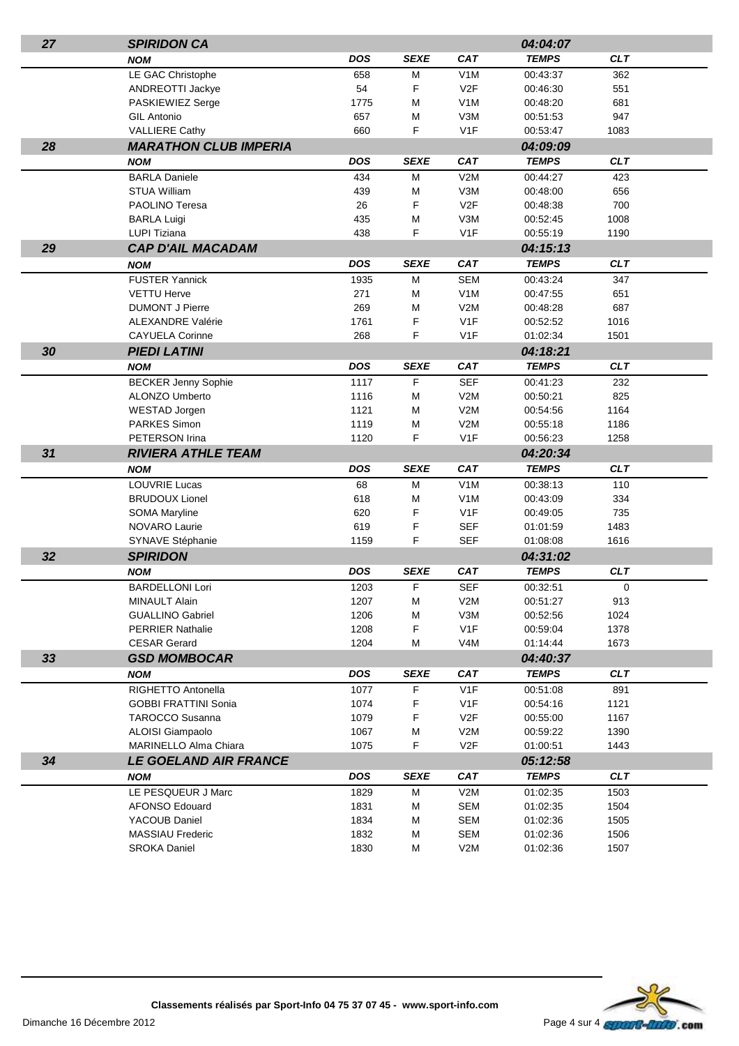| 27 | SPIRIDON CA | | | | 04:04:07 | |
|---|---|---|---|---|---|---|
| | NOM | DOS | SEXE | CAT | TEMPS | CLT |
| | LE GAC Christophe | 658 | M | V1M | 00:43:37 | 362 |
| | ANDREOTTI Jackye | 54 | F | V2F | 00:46:30 | 551 |
| | PASKIEWIEZ Serge | 1775 | M | V1M | 00:48:20 | 681 |
| | GIL Antonio | 657 | M | V3M | 00:51:53 | 947 |
| | VALLIERE Cathy | 660 | F | V1F | 00:53:47 | 1083 |
| 28 | MARATHON CLUB IMPERIA | | | | 04:09:09 | |
| | NOM | DOS | SEXE | CAT | TEMPS | CLT |
| | BARLA Daniele | 434 | M | V2M | 00:44:27 | 423 |
| | STUA William | 439 | M | V3M | 00:48:00 | 656 |
| | PAOLINO Teresa | 26 | F | V2F | 00:48:38 | 700 |
| | BARLA Luigi | 435 | M | V3M | 00:52:45 | 1008 |
| | LUPI Tiziana | 438 | F | V1F | 00:55:19 | 1190 |
| 29 | CAP D'AIL MACADAM | | | | 04:15:13 | |
| | NOM | DOS | SEXE | CAT | TEMPS | CLT |
| | FUSTER Yannick | 1935 | M | SEM | 00:43:24 | 347 |
| | VETTU Herve | 271 | M | V1M | 00:47:55 | 651 |
| | DUMONT J Pierre | 269 | M | V2M | 00:48:28 | 687 |
| | ALEXANDRE Valérie | 1761 | F | V1F | 00:52:52 | 1016 |
| | CAYUELA Corinne | 268 | F | V1F | 01:02:34 | 1501 |
| 30 | PIEDI LATINI | | | | 04:18:21 | |
| | NOM | DOS | SEXE | CAT | TEMPS | CLT |
| | BECKER Jenny Sophie | 1117 | F | SEF | 00:41:23 | 232 |
| | ALONZO Umberto | 1116 | M | V2M | 00:50:21 | 825 |
| | WESTAD Jorgen | 1121 | M | V2M | 00:54:56 | 1164 |
| | PARKES Simon | 1119 | M | V2M | 00:55:18 | 1186 |
| | PETERSON Irina | 1120 | F | V1F | 00:56:23 | 1258 |
| 31 | RIVIERA ATHLE TEAM | | | | 04:20:34 | |
| | NOM | DOS | SEXE | CAT | TEMPS | CLT |
| | LOUVRIE Lucas | 68 | M | V1M | 00:38:13 | 110 |
| | BRUDOUX Lionel | 618 | M | V1M | 00:43:09 | 334 |
| | SOMA Maryline | 620 | F | V1F | 00:49:05 | 735 |
| | NOVARO Laurie | 619 | F | SEF | 01:01:59 | 1483 |
| | SYNAVE Stéphanie | 1159 | F | SEF | 01:08:08 | 1616 |
| 32 | SPIRIDON | | | | 04:31:02 | |
| | NOM | DOS | SEXE | CAT | TEMPS | CLT |
| | BARDELLONI Lori | 1203 | F | SEF | 00:32:51 | 0 |
| | MINAULT Alain | 1207 | M | V2M | 00:51:27 | 913 |
| | GUALLINO Gabriel | 1206 | M | V3M | 00:52:56 | 1024 |
| | PERRIER Nathalie | 1208 | F | V1F | 00:59:04 | 1378 |
| | CESAR Gerard | 1204 | M | V4M | 01:14:44 | 1673 |
| 33 | GSD MOMBOCAR | | | | 04:40:37 | |
| | NOM | DOS | SEXE | CAT | TEMPS | CLT |
| | RIGHETTO Antonella | 1077 | F | V1F | 00:51:08 | 891 |
| | GOBBI FRATTINI Sonia | 1074 | F | V1F | 00:54:16 | 1121 |
| | TAROCCO Susanna | 1079 | F | V2F | 00:55:00 | 1167 |
| | ALOISI Giampaolo | 1067 | M | V2M | 00:59:22 | 1390 |
| | MARINELLO Alma Chiara | 1075 | F | V2F | 01:00:51 | 1443 |
| 34 | LE GOELAND AIR FRANCE | | | | 05:12:58 | |
| | NOM | DOS | SEXE | CAT | TEMPS | CLT |
| | LE PESQUEUR J Marc | 1829 | M | V2M | 01:02:35 | 1503 |
| | AFONSO Edouard | 1831 | M | SEM | 01:02:35 | 1504 |
| | YACOUB Daniel | 1834 | M | SEM | 01:02:36 | 1505 |
| | MASSIAU Frederic | 1832 | M | SEM | 01:02:36 | 1506 |
| | SROKA Daniel | 1830 | M | V2M | 01:02:36 | 1507 |

**Classements réalisés par Sport-Info 04 75 37 07 45 - www.sport-info.com**

Dimanche 16 Décembre 2012